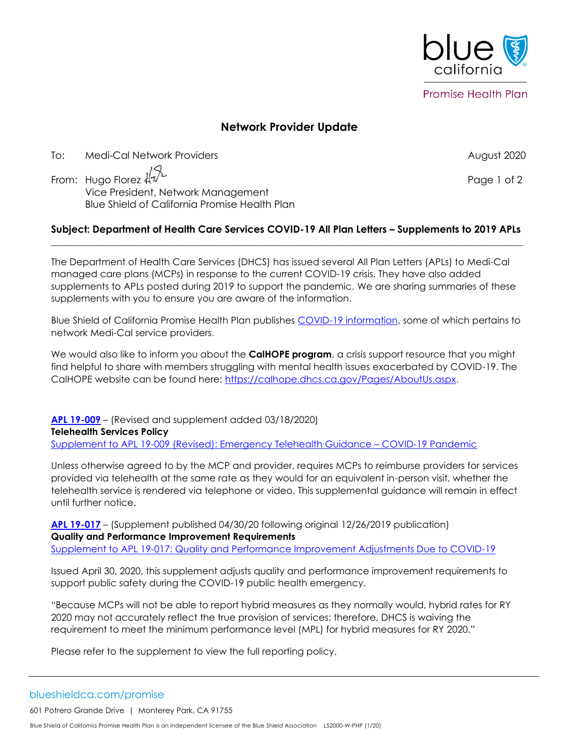blue california

Promise Health Plan

# Network Provider Update

To: Medi-Cal Network Providers

August 2020

From: Hugo Florez
Vice President, Network Management
Blue Shield of California Promise Health Plan

**Subject: Department of Health Care Services COVID-19 All Plan Letters – Supplements to 2019 APLs**

---

The Department of Health Care Services (DHCS) has issued several All Plan Letters (APLs) to Medi-Cal managed care plans (MCPs) in response to the current COVID-19 crisis. They have also added supplements to APLs posted during 2019 to support the pandemic. We are sharing summaries of these supplements with you to ensure you are aware of the information.

Blue Shield of California Promise Health Plan publishes COVID-19 information, some of which pertains to network Medi-Cal service providers.

We would also like to inform you about the **CalHOPE program**, a crisis support resource that you might find helpful to share with members struggling with mental health issues exacerbated by COVID-19. The CalHOPE website can be found here: https://calhope.dhcs.ca.gov/Pages/AboutUs.aspx.

**APL 19-009** – (Revised and supplement added 03/18/2020)
**Telehealth Services Policy**
Supplement to APL 19-009 (Revised): Emergency Telehealth Guidance – COVID-19 Pandemic

Unless otherwise agreed to by the MCP and provider, requires MCPs to reimburse providers for services provided via telehealth at the same rate as they would for an equivalent in-person visit, whether the telehealth service is rendered via telephone or video. This supplemental guidance will remain in effect until further notice.

**APL 19-017** – (Supplement published 04/30/20 following original 12/26/2019 publication)
**Quality and Performance Improvement Requirements**
Supplement to APL 19-017: Quality and Performance Improvement Adjustments Due to COVID-19

Issued April 30, 2020, this supplement adjusts quality and performance improvement requirements to support public safety during the COVID-19 public health emergency.

"Because MCPs will not be able to report hybrid measures as they normally would, hybrid rates for RY 2020 may not accurately reflect the true provision of services; therefore, DHCS is waiving the requirement to meet the minimum performance level (MPL) for hybrid measures for RY 2020."

Please refer to the supplement to view the full reporting policy.

blueshieldca.com/promise

601 Potrero Grande Drive | Monterey Park, CA 91755

Blue Shield of California Promise Health Plan is an independent licensee of the Blue Shield Association L52000-W-PHP (1/20)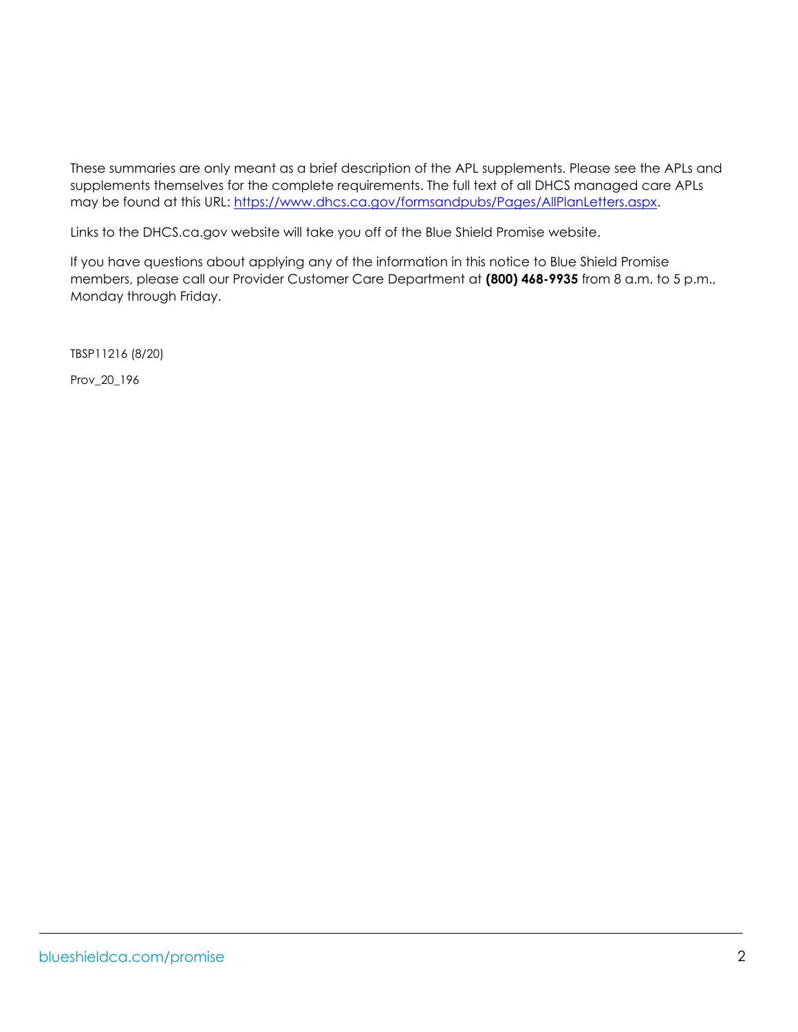These summaries are only meant as a brief description of the APL supplements. Please see the APLs and supplements themselves for the complete requirements. The full text of all DHCS managed care APLs may be found at this URL: [https://www.dhcs.ca.gov/formsandpubs/Pages/AllPlanLetters.aspx](https://www.dhcs.ca.gov/formsandpubs/Pages/AllPlanLetters.aspx).

Links to the DHCS.ca.gov website will take you off of the Blue Shield Promise website.

If you have questions about applying any of the information in this notice to Blue Shield Promise members, please call our Provider Customer Care Department at **(800) 468-9935** from 8 a.m. to 5 p.m., Monday through Friday.

TBSP11216 (8/20)

Prov_20_196